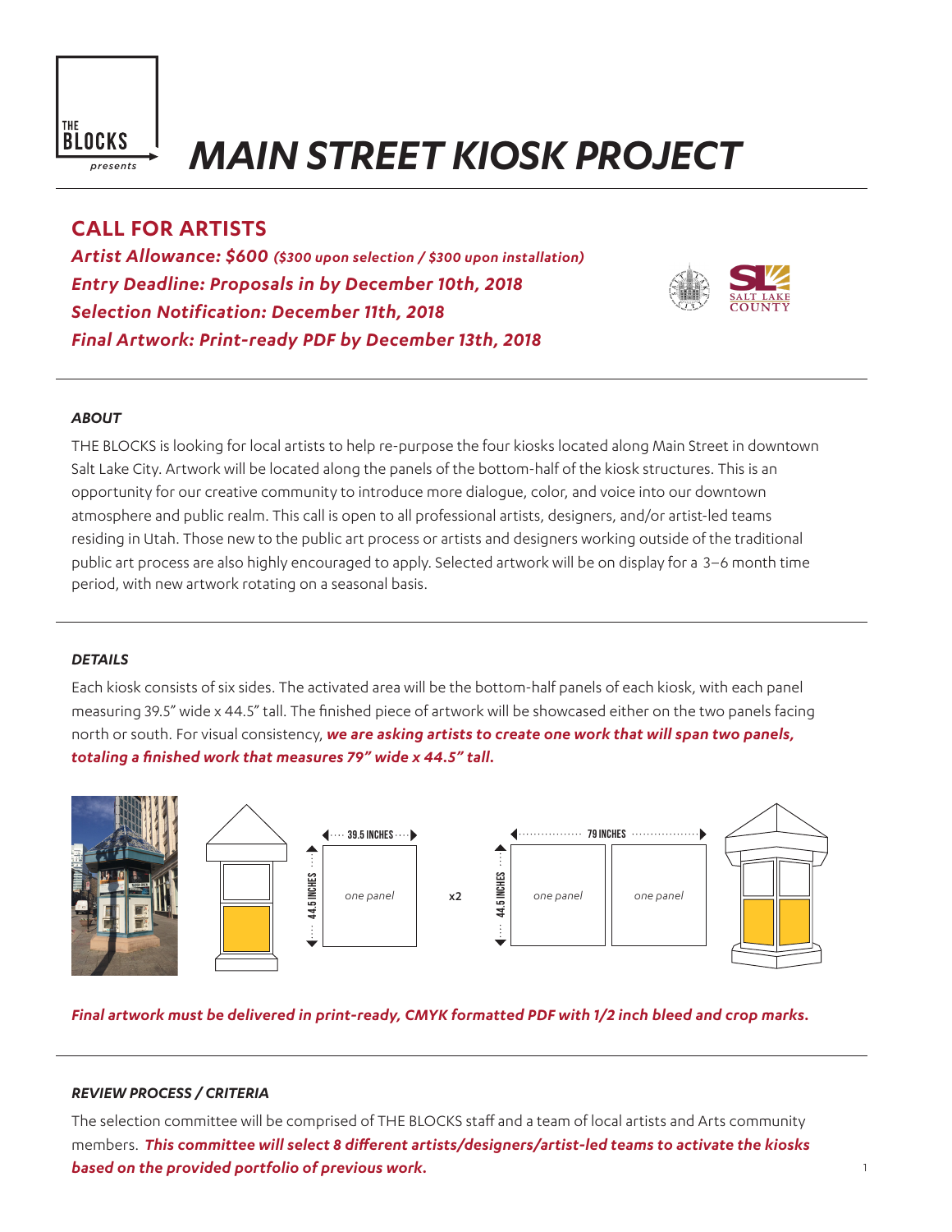THE BLOCKS presents

# MAIN STREET KIOSK PROJECT

## CALL FOR ARTISTS

***Artist Allowance: $600** ($300 upon selection / $300 upon installation)*

***Entry Deadline: Proposals in by December 10th, 2018***

***Selection Notification: December 11th, 2018***

***Final Artwork: Print-ready PDF by December 13th, 2018***

### *ABOUT*

THE BLOCKS is looking for local artists to help re-purpose the four kiosks located along Main Street in downtown Salt Lake City. Artwork will be located along the panels of the bottom-half of the kiosk structures. This is an opportunity for our creative community to introduce more dialogue, color, and voice into our downtown atmosphere and public realm. This call is open to all professional artists, designers, and/or artist-led teams residing in Utah. Those new to the public art process or artists and designers working outside of the traditional public art process are also highly encouraged to apply. Selected artwork will be on display for a 3–6 month time period, with new artwork rotating on a seasonal basis.

### *DETAILS*

Each kiosk consists of six sides. The activated area will be the bottom-half panels of each kiosk, with each panel measuring 39.5" wide x 44.5" tall. The finished piece of artwork will be showcased either on the two panels facing north or south. For visual consistency, ***we are asking artists to create one work that will span two panels, totaling a finished work that measures 79" wide x 44.5" tall.***

39.5 INCHES × 44.5 INCHES — one panel — x2 — 79 INCHES × 44.5 INCHES — one panel | one panel

***Final artwork must be delivered in print-ready, CMYK formatted PDF with 1/2 inch bleed and crop marks.***

### *REVIEW PROCESS / CRITERIA*

The selection committee will be comprised of THE BLOCKS staff and a team of local artists and Arts community members. ***This committee will select 8 different artists/designers/artist-led teams to activate the kiosks based on the provided portfolio of previous work.***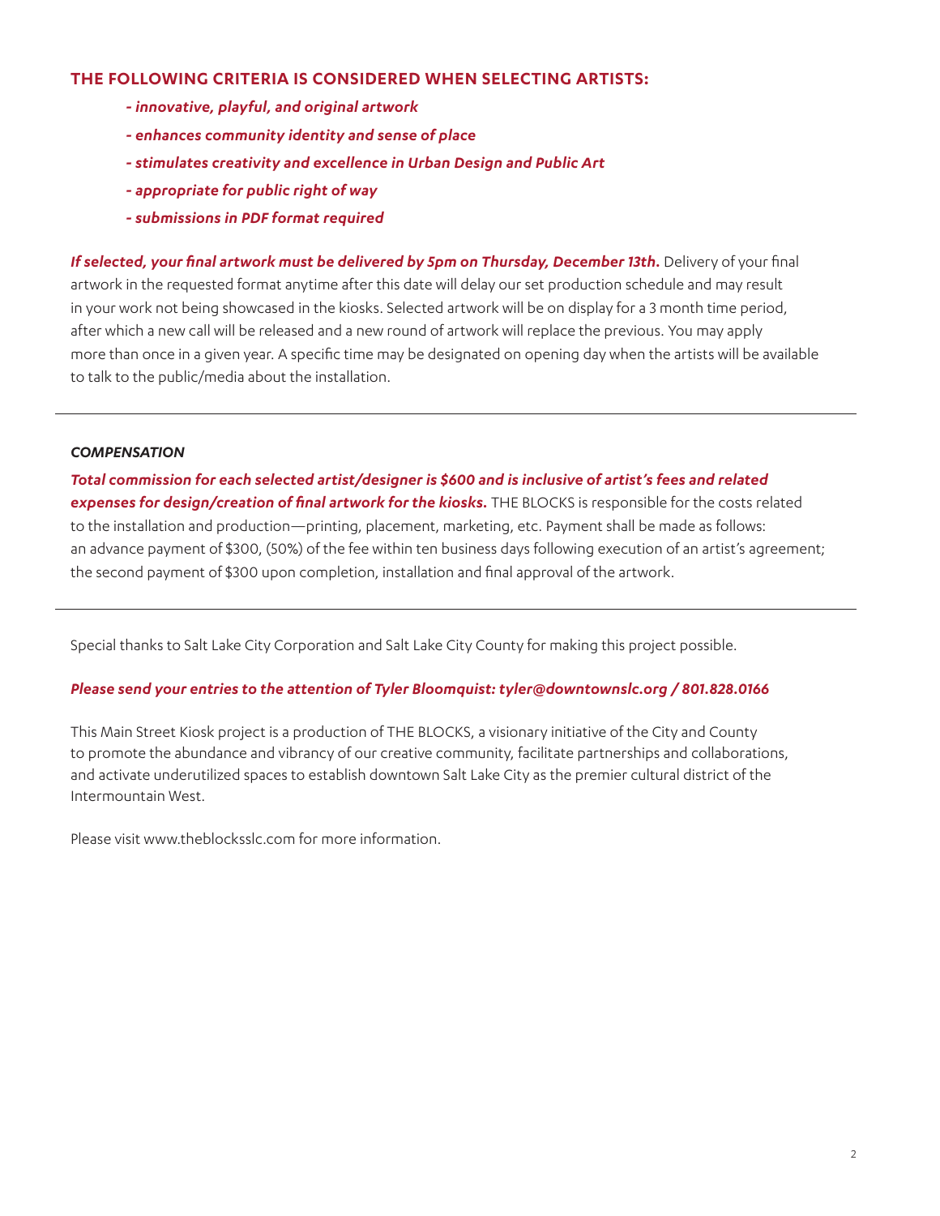## THE FOLLOWING CRITERIA IS CONSIDERED WHEN SELECTING ARTISTS:

- ***innovative, playful, and original artwork***
- ***enhances community identity and sense of place***
- ***stimulates creativity and excellence in Urban Design and Public Art***
- ***appropriate for public right of way***
- ***submissions in PDF format required***

***If selected, your final artwork must be delivered by 5pm on Thursday, December 13th.*** Delivery of your final artwork in the requested format anytime after this date will delay our set production schedule and may result in your work not being showcased in the kiosks. Selected artwork will be on display for a 3 month time period, after which a new call will be released and a new round of artwork will replace the previous. You may apply more than once in a given year. A specific time may be designated on opening day when the artists will be available to talk to the public/media about the installation.

---

***COMPENSATION***

***Total commission for each selected artist/designer is $600 and is inclusive of artist's fees and related expenses for design/creation of final artwork for the kiosks.*** THE BLOCKS is responsible for the costs related to the installation and production—printing, placement, marketing, etc. Payment shall be made as follows: an advance payment of $300, (50%) of the fee within ten business days following execution of an artist's agreement; the second payment of $300 upon completion, installation and final approval of the artwork.

---

Special thanks to Salt Lake City Corporation and Salt Lake City County for making this project possible.

***Please send your entries to the attention of Tyler Bloomquist: tyler@downtownslc.org / 801.828.0166***

This Main Street Kiosk project is a production of THE BLOCKS, a visionary initiative of the City and County to promote the abundance and vibrancy of our creative community, facilitate partnerships and collaborations, and activate underutilized spaces to establish downtown Salt Lake City as the premier cultural district of the Intermountain West.

Please visit www.theblocksslc.com for more information.